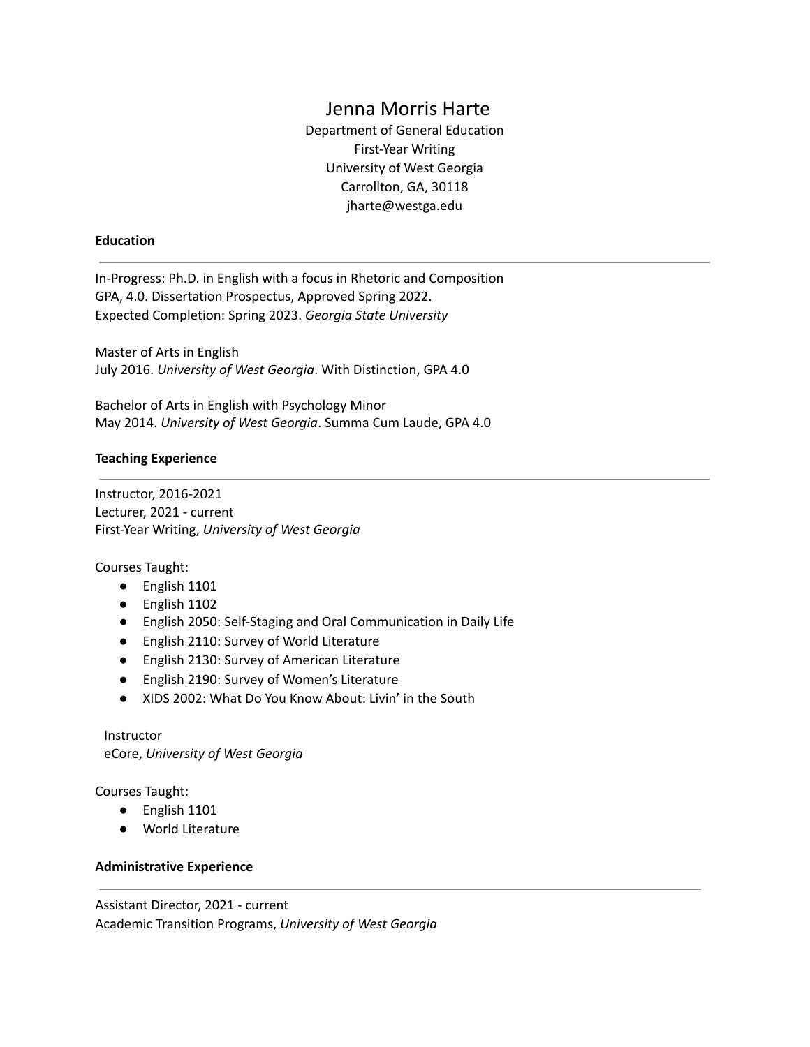# Jenna Morris Harte

Department of General Education
First-Year Writing
University of West Georgia
Carrollton, GA, 30118
jharte@westga.edu

## Education

In-Progress: Ph.D. in English with a focus in Rhetoric and Composition
GPA, 4.0. Dissertation Prospectus, Approved Spring 2022.
Expected Completion: Spring 2023. *Georgia State University*

Master of Arts in English
July 2016. *University of West Georgia*. With Distinction, GPA 4.0

Bachelor of Arts in English with Psychology Minor
May 2014. *University of West Georgia*. Summa Cum Laude, GPA 4.0

## Teaching Experience

Instructor, 2016-2021
Lecturer, 2021 - current
First-Year Writing, *University of West Georgia*

Courses Taught:

- English 1101
- English 1102
- English 2050: Self-Staging and Oral Communication in Daily Life
- English 2110: Survey of World Literature
- English 2130: Survey of American Literature
- English 2190: Survey of Women's Literature
- XIDS 2002: What Do You Know About: Livin' in the South

Instructor
eCore, *University of West Georgia*

Courses Taught:

- English 1101
- World Literature

## Administrative Experience

Assistant Director, 2021 - current
Academic Transition Programs, *University of West Georgia*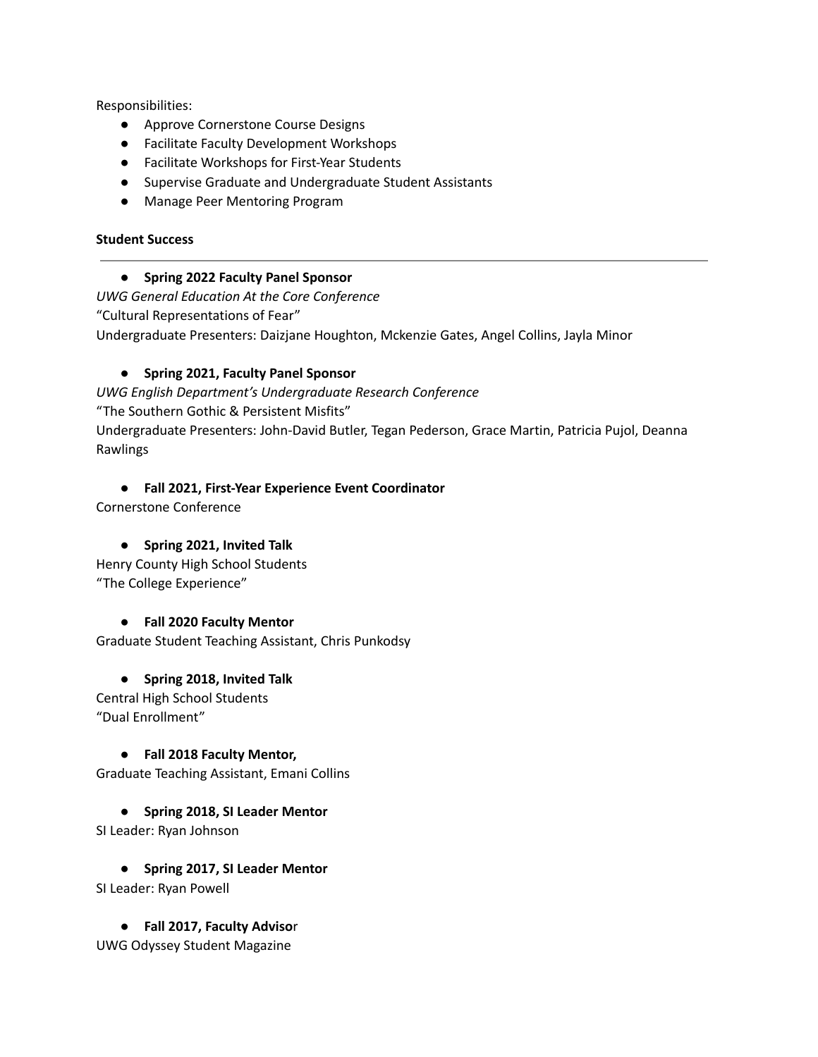Responsibilities:

- Approve Cornerstone Course Designs
- Facilitate Faculty Development Workshops
- Facilitate Workshops for First-Year Students
- Supervise Graduate and Undergraduate Student Assistants
- Manage Peer Mentoring Program

**Student Success**

---

- **Spring 2022 Faculty Panel Sponsor**

*UWG General Education At the Core Conference*
"Cultural Representations of Fear"
Undergraduate Presenters: Daizjane Houghton, Mckenzie Gates, Angel Collins, Jayla Minor

- **Spring 2021, Faculty Panel Sponsor**

*UWG English Department's Undergraduate Research Conference*
"The Southern Gothic & Persistent Misfits"
Undergraduate Presenters: John-David Butler, Tegan Pederson, Grace Martin, Patricia Pujol, Deanna Rawlings

- **Fall 2021, First-Year Experience Event Coordinator**

Cornerstone Conference

- **Spring 2021, Invited Talk**

Henry County High School Students
"The College Experience"

- **Fall 2020 Faculty Mentor**

Graduate Student Teaching Assistant, Chris Punkodsy

- **Spring 2018, Invited Talk**

Central High School Students
"Dual Enrollment"

- **Fall 2018 Faculty Mentor,**

Graduate Teaching Assistant, Emani Collins

- **Spring 2018, SI Leader Mentor**

SI Leader: Ryan Johnson

- **Spring 2017, SI Leader Mentor**

SI Leader: Ryan Powell

- **Fall 2017, Faculty Advisor**

UWG Odyssey Student Magazine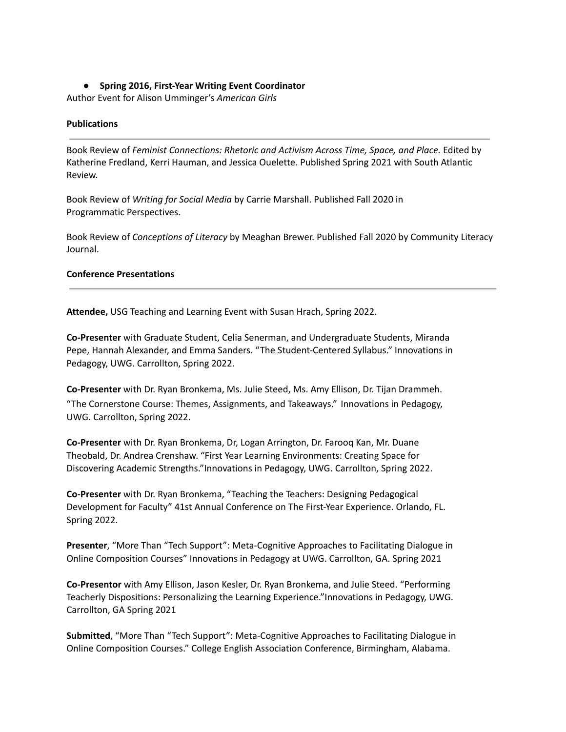- **Spring 2016, First-Year Writing Event Coordinator**

Author Event for Alison Umminger's *American Girls*

**Publications**

---

Book Review of *Feminist Connections: Rhetoric and Activism Across Time, Space, and Place.* Edited by Katherine Fredland, Kerri Hauman, and Jessica Ouelette. Published Spring 2021 with South Atlantic Review.

Book Review of *Writing for Social Media* by Carrie Marshall. Published Fall 2020 in Programmatic Perspectives.

Book Review of *Conceptions of Literacy* by Meaghan Brewer. Published Fall 2020 by Community Literacy Journal.

**Conference Presentations**

---

**Attendee,** USG Teaching and Learning Event with Susan Hrach, Spring 2022.

**Co-Presenter** with Graduate Student, Celia Senerman, and Undergraduate Students, Miranda Pepe, Hannah Alexander, and Emma Sanders. "The Student-Centered Syllabus." Innovations in Pedagogy, UWG. Carrollton, Spring 2022.

**Co-Presenter** with Dr. Ryan Bronkema, Ms. Julie Steed, Ms. Amy Ellison, Dr. Tijan Drammeh. "The Cornerstone Course: Themes, Assignments, and Takeaways." Innovations in Pedagogy, UWG. Carrollton, Spring 2022.

**Co-Presenter** with Dr. Ryan Bronkema, Dr, Logan Arrington, Dr. Farooq Kan, Mr. Duane Theobald, Dr. Andrea Crenshaw. "First Year Learning Environments: Creating Space for Discovering Academic Strengths."Innovations in Pedagogy, UWG. Carrollton, Spring 2022.

**Co-Presenter** with Dr. Ryan Bronkema, "Teaching the Teachers: Designing Pedagogical Development for Faculty" 41st Annual Conference on The First-Year Experience. Orlando, FL. Spring 2022.

**Presenter**, "More Than "Tech Support": Meta-Cognitive Approaches to Facilitating Dialogue in Online Composition Courses" Innovations in Pedagogy at UWG. Carrollton, GA. Spring 2021

**Co-Presentor** with Amy Ellison, Jason Kesler, Dr. Ryan Bronkema, and Julie Steed. "Performing Teacherly Dispositions: Personalizing the Learning Experience."Innovations in Pedagogy, UWG. Carrollton, GA Spring 2021

**Submitted**, "More Than "Tech Support": Meta-Cognitive Approaches to Facilitating Dialogue in Online Composition Courses." College English Association Conference, Birmingham, Alabama.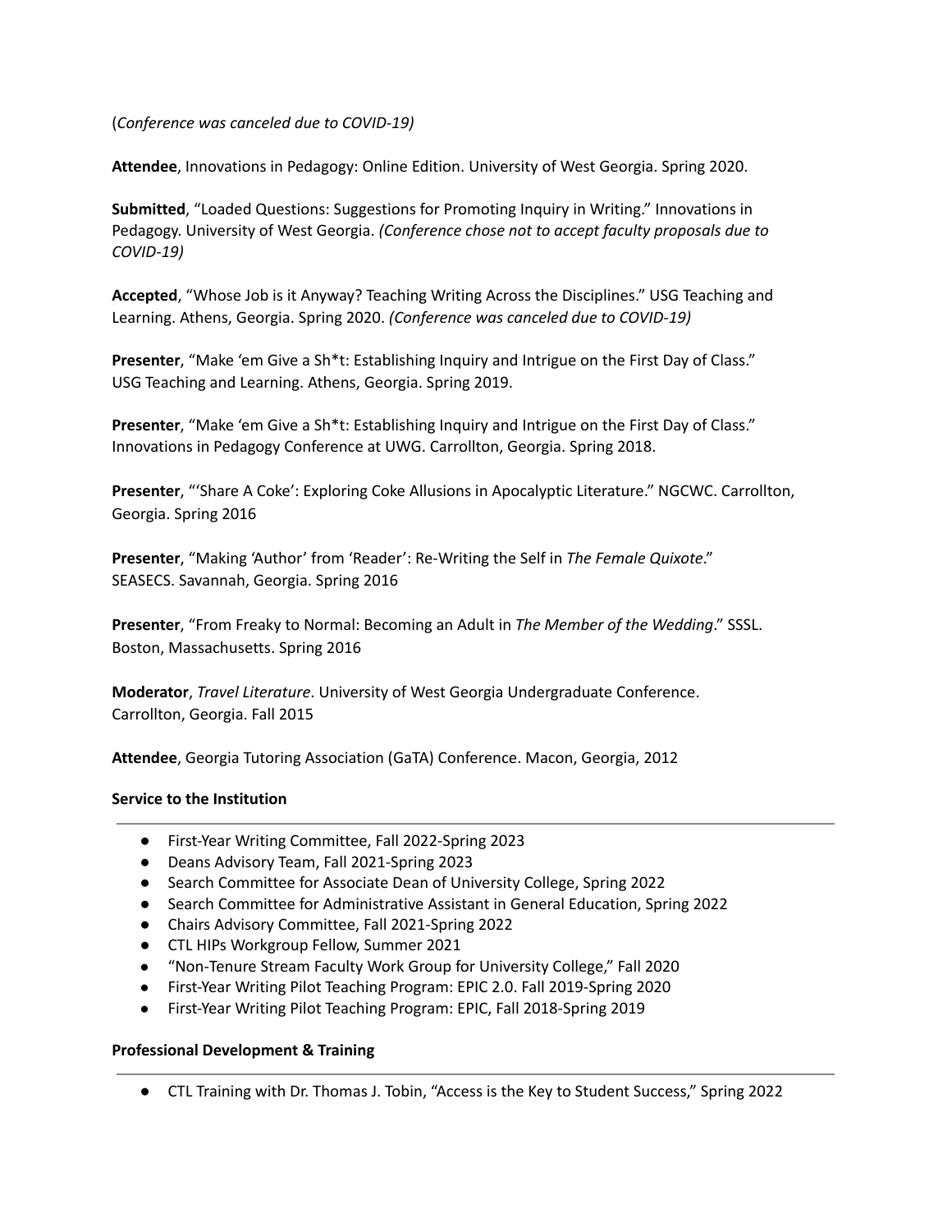(*Conference was canceled due to COVID-19)*

**Attendee**, Innovations in Pedagogy: Online Edition. University of West Georgia. Spring 2020.

**Submitted**, "Loaded Questions: Suggestions for Promoting Inquiry in Writing." Innovations in Pedagogy. University of West Georgia. *(Conference chose not to accept faculty proposals due to COVID-19)*

**Accepted**, "Whose Job is it Anyway? Teaching Writing Across the Disciplines." USG Teaching and Learning. Athens, Georgia. Spring 2020. *(Conference was canceled due to COVID-19)*

**Presenter**, "Make 'em Give a Sh*t: Establishing Inquiry and Intrigue on the First Day of Class." USG Teaching and Learning. Athens, Georgia. Spring 2019.

**Presenter**, "Make 'em Give a Sh*t: Establishing Inquiry and Intrigue on the First Day of Class." Innovations in Pedagogy Conference at UWG. Carrollton, Georgia. Spring 2018.

**Presenter**, "'Share A Coke': Exploring Coke Allusions in Apocalyptic Literature." NGCWC. Carrollton, Georgia. Spring 2016

**Presenter**, "Making 'Author' from 'Reader': Re-Writing the Self in *The Female Quixote*." SEASECS. Savannah, Georgia. Spring 2016

**Presenter**, "From Freaky to Normal: Becoming an Adult in *The Member of the Wedding*." SSSL. Boston, Massachusetts. Spring 2016

**Moderator**, *Travel Literature*. University of West Georgia Undergraduate Conference. Carrollton, Georgia. Fall 2015

**Attendee**, Georgia Tutoring Association (GaTA) Conference. Macon, Georgia, 2012

**Service to the Institution**

---

- First-Year Writing Committee, Fall 2022-Spring 2023
- Deans Advisory Team, Fall 2021-Spring 2023
- Search Committee for Associate Dean of University College, Spring 2022
- Search Committee for Administrative Assistant in General Education, Spring 2022
- Chairs Advisory Committee, Fall 2021-Spring 2022
- CTL HIPs Workgroup Fellow, Summer 2021
- "Non-Tenure Stream Faculty Work Group for University College," Fall 2020
- First-Year Writing Pilot Teaching Program: EPIC 2.0. Fall 2019-Spring 2020
- First-Year Writing Pilot Teaching Program: EPIC, Fall 2018-Spring 2019

**Professional Development & Training**

---

- CTL Training with Dr. Thomas J. Tobin, "Access is the Key to Student Success," Spring 2022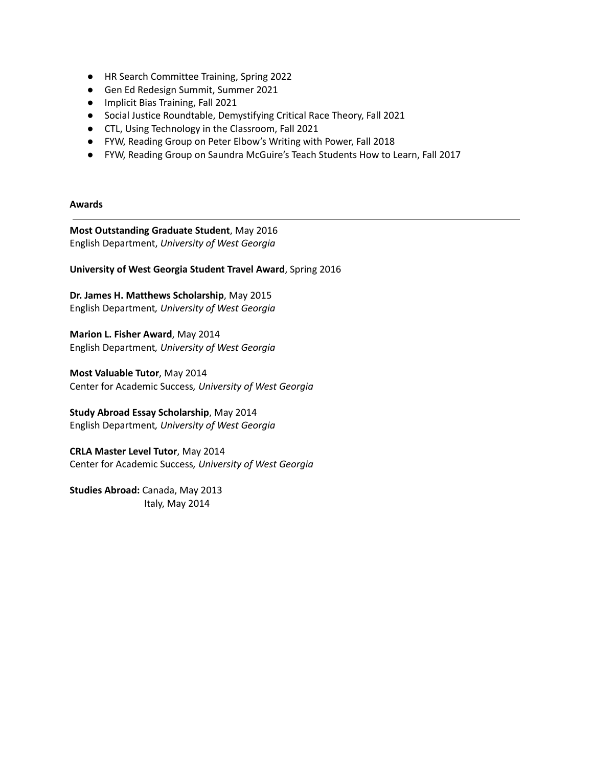- HR Search Committee Training, Spring 2022
- Gen Ed Redesign Summit, Summer 2021
- Implicit Bias Training, Fall 2021
- Social Justice Roundtable, Demystifying Critical Race Theory, Fall 2021
- CTL, Using Technology in the Classroom, Fall 2021
- FYW, Reading Group on Peter Elbow's Writing with Power, Fall 2018
- FYW, Reading Group on Saundra McGuire's Teach Students How to Learn, Fall 2017

**Awards**

---

**Most Outstanding Graduate Student**, May 2016
English Department, *University of West Georgia*

**University of West Georgia Student Travel Award**, Spring 2016

**Dr. James H. Matthews Scholarship**, May 2015
English Department*, University of West Georgia*

**Marion L. Fisher Award**, May 2014
English Department*, University of West Georgia*

**Most Valuable Tutor**, May 2014
Center for Academic Success*, University of West Georgia*

**Study Abroad Essay Scholarship**, May 2014
English Department*, University of West Georgia*

**CRLA Master Level Tutor**, May 2014
Center for Academic Success*, University of West Georgia*

**Studies Abroad:** Canada, May 2013
Italy, May 2014